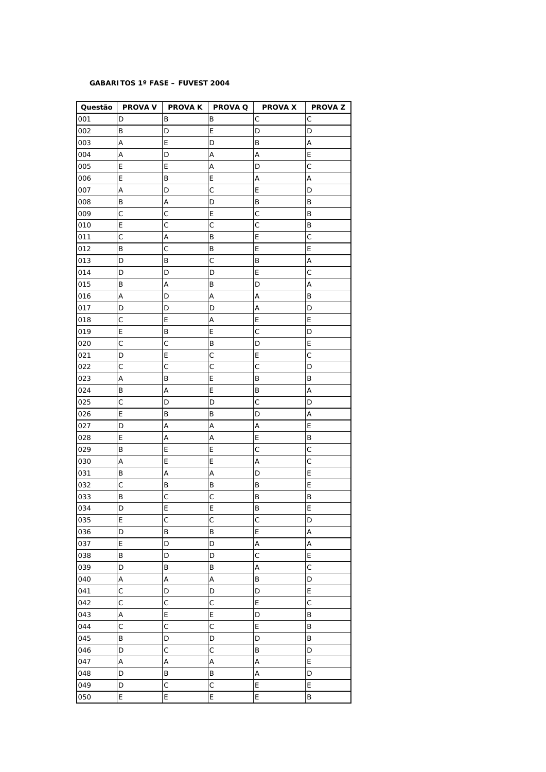**GABARITOS 1º FASE – FUVEST 2004**

| Questão | PROVA V | PROVA K | PROVA Q | PROVA X | PROVA Z |
|---|---|---|---|---|---|
| 001 | D | B | B | C | C |
| 002 | B | D | E | D | D |
| 003 | A | E | D | B | A |
| 004 | A | D | A | A | E |
| 005 | E | E | A | D | C |
| 006 | E | B | E | A | A |
| 007 | A | D | C | E | D |
| 008 | B | A | D | B | B |
| 009 | C | C | E | C | B |
| 010 | E | C | C | C | B |
| 011 | C | A | B | E | C |
| 012 | B | C | B | E | E |
| 013 | D | B | C | B | A |
| 014 | D | D | D | E | C |
| 015 | B | A | B | D | A |
| 016 | A | D | A | A | B |
| 017 | D | D | D | A | D |
| 018 | C | E | A | E | E |
| 019 | E | B | E | C | D |
| 020 | C | C | B | D | E |
| 021 | D | E | C | E | C |
| 022 | C | C | C | C | D |
| 023 | A | B | E | B | B |
| 024 | B | A | E | B | A |
| 025 | C | D | D | C | D |
| 026 | E | B | B | D | A |
| 027 | D | A | A | A | E |
| 028 | E | A | A | E | B |
| 029 | B | E | E | C | C |
| 030 | A | E | E | A | C |
| 031 | B | A | A | D | E |
| 032 | C | B | B | B | E |
| 033 | B | C | C | B | B |
| 034 | D | E | E | B | E |
| 035 | E | C | C | C | D |
| 036 | D | B | B | E | A |
| 037 | E | D | D | A | A |
| 038 | B | D | D | C | E |
| 039 | D | B | B | A | C |
| 040 | A | A | A | B | D |
| 041 | C | D | D | D | E |
| 042 | C | C | C | E | C |
| 043 | A | E | E | D | B |
| 044 | C | C | C | E | B |
| 045 | B | D | D | D | B |
| 046 | D | C | C | B | D |
| 047 | A | A | A | A | E |
| 048 | D | B | B | A | D |
| 049 | D | C | C | E | E |
| 050 | E | E | E | E | B |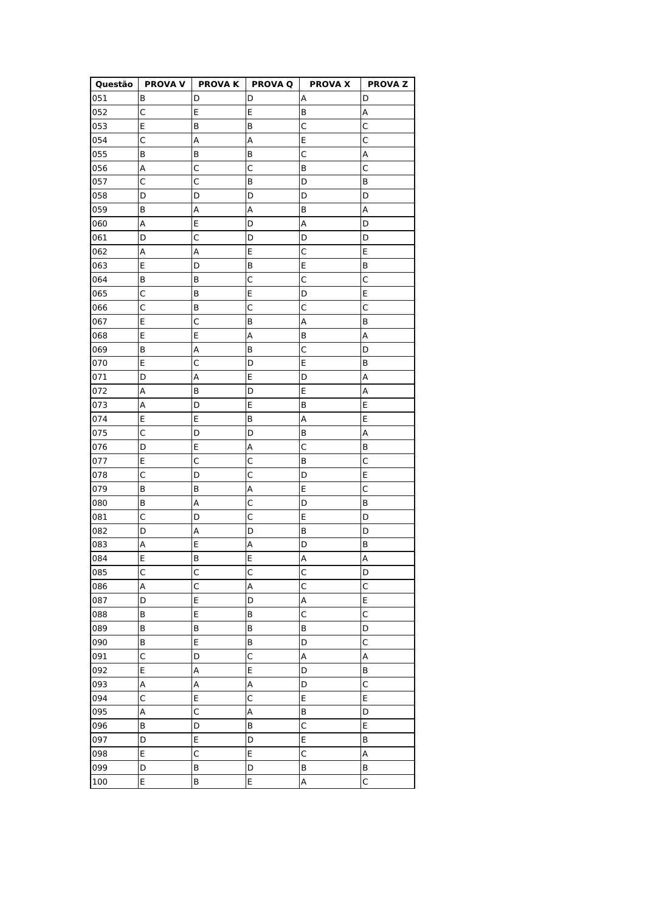| Questão | PROVA V | PROVA K | PROVA Q | PROVA X | PROVA Z |
|---|---|---|---|---|---|
| 051 | B | D | D | A | D |
| 052 | C | E | E | B | A |
| 053 | E | B | B | C | C |
| 054 | C | A | A | E | C |
| 055 | B | B | B | C | A |
| 056 | A | C | C | B | C |
| 057 | C | C | B | D | B |
| 058 | D | D | D | D | D |
| 059 | B | A | A | B | A |
| 060 | A | E | D | A | D |
| 061 | D | C | D | D | D |
| 062 | A | A | E | C | E |
| 063 | E | D | B | E | B |
| 064 | B | B | C | C | C |
| 065 | C | B | E | D | E |
| 066 | C | B | C | C | C |
| 067 | E | C | B | A | B |
| 068 | E | E | A | B | A |
| 069 | B | A | B | C | D |
| 070 | E | C | D | E | B |
| 071 | D | A | E | D | A |
| 072 | A | B | D | E | A |
| 073 | A | D | E | B | E |
| 074 | E | E | B | A | E |
| 075 | C | D | D | B | A |
| 076 | D | E | A | C | B |
| 077 | E | C | C | B | C |
| 078 | C | D | C | D | E |
| 079 | B | B | A | E | C |
| 080 | B | A | C | D | B |
| 081 | C | D | C | E | D |
| 082 | D | A | D | B | D |
| 083 | A | E | A | D | B |
| 084 | E | B | E | A | A |
| 085 | C | C | C | C | D |
| 086 | A | C | A | C | C |
| 087 | D | E | D | A | E |
| 088 | B | E | B | C | C |
| 089 | B | B | B | B | D |
| 090 | B | E | B | D | C |
| 091 | C | D | C | A | A |
| 092 | E | A | E | D | B |
| 093 | A | A | A | D | C |
| 094 | C | E | C | E | E |
| 095 | A | C | A | B | D |
| 096 | B | D | B | C | E |
| 097 | D | E | D | E | B |
| 098 | E | C | E | C | A |
| 099 | D | B | D | B | B |
| 100 | E | B | E | A | C |